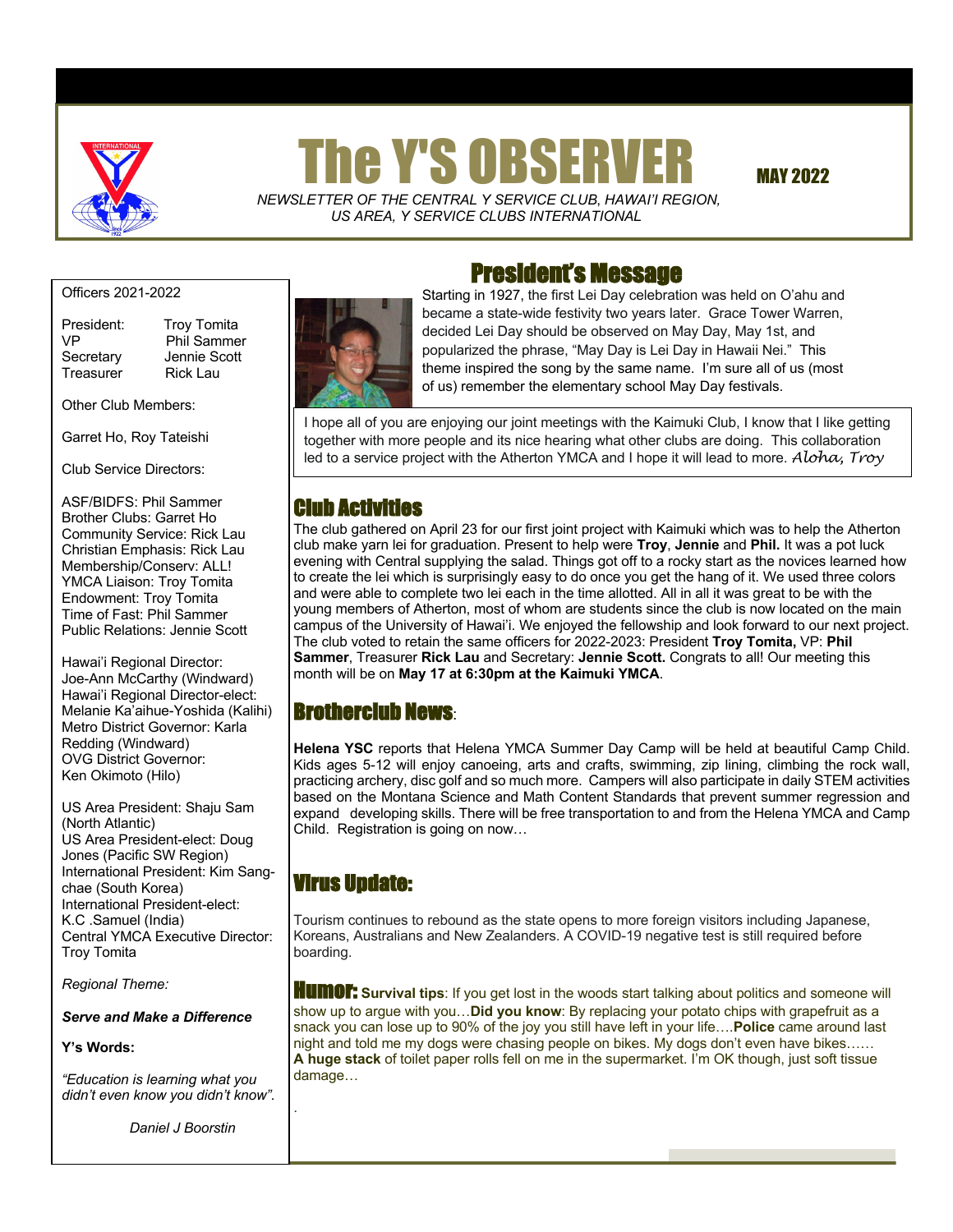# The Y'S OBSERVER

**MAY 2022**

*NEWSLETTER OF THE CENTRAL Y SERVICE CLUB, HAWAI'I REGION, US AREA, Y SERVICE CLUBS INTERNATIONAL*

## President's Message

Starting in 1927, the first Lei Day celebration was held on O'ahu and became a state-wide festivity two years later. Grace Tower Warren, decided Lei Day should be observed on May Day, May 1st, and popularized the phrase, "May Day is Lei Day in Hawaii Nei." This theme inspired the song by the same name. I'm sure all of us (most of us) remember the elementary school May Day festivals.

I hope all of you are enjoying our joint meetings with the Kaimuki Club, I know that I like getting together with more people and its nice hearing what other clubs are doing. This collaboration led to a service project with the Atherton YMCA and I hope it will lead to more. *Aloha, Troy*

## Club Activities

The club gathered on April 23 for our first joint project with Kaimuki which was to help the Atherton club make yarn lei for graduation. Present to help were **Troy**, **Jennie** and **Phil.** It was a pot luck evening with Central supplying the salad. Things got off to a rocky start as the novices learned how to create the lei which is surprisingly easy to do once you get the hang of it. We used three colors and were able to complete two lei each in the time allotted. All in all it was great to be with the young members of Atherton, most of whom are students since the club is now located on the main campus of the University of Hawai'i. We enjoyed the fellowship and look forward to our next project. The club voted to retain the same officers for 2022-2023: President **Troy Tomita,** VP: **Phil Sammer**, Treasurer **Rick Lau** and Secretary: **Jennie Scott.** Congrats to all! Our meeting this month will be on **May 17 at 6:30pm at the Kaimuki YMCA**.

## Brotherclub News:

**Helena YSC** reports that Helena YMCA Summer Day Camp will be held at beautiful Camp Child. Kids ages 5-12 will enjoy canoeing, arts and crafts, swimming, zip lining, climbing the rock wall, practicing archery, disc golf and so much more. Campers will also participate in daily STEM activities based on the Montana Science and Math Content Standards that prevent summer regression and expand developing skills. There will be free transportation to and from the Helena YMCA and Camp Child. Registration is going on now…

## Virus Update:

Tourism continues to rebound as the state opens to more foreign visitors including Japanese, Koreans, Australians and New Zealanders. A COVID-19 negative test is still required before boarding.

**Humor:** **Survival tips**: If you get lost in the woods start talking about politics and someone will show up to argue with you…**Did you know**: By replacing your potato chips with grapefruit as a snack you can lose up to 90% of the joy you still have left in your life….**Police** came around last night and told me my dogs were chasing people on bikes. My dogs don't even have bikes…… **A huge stack** of toilet paper rolls fell on me in the supermarket. I'm OK though, just soft tissue damage…

---

Officers 2021-2022

| | |
|---|---|
| President: | Troy Tomita |
| VP | Phil Sammer |
| Secretary | Jennie Scott |
| Treasurer | Rick Lau |

Other Club Members:

Garret Ho, Roy Tateishi

Club Service Directors:

ASF/BIDFS: Phil Sammer
Brother Clubs: Garret Ho
Community Service: Rick Lau
Christian Emphasis: Rick Lau
Membership/Conserv: ALL!
YMCA Liaison: Troy Tomita
Endowment: Troy Tomita
Time of Fast: Phil Sammer
Public Relations: Jennie Scott

Hawai'i Regional Director: Joe-Ann McCarthy (Windward)
Hawai'i Regional Director-elect: Melanie Ka'aihue-Yoshida (Kalihi)
Metro District Governor: Karla Redding (Windward)
OVG District Governor: Ken Okimoto (Hilo)

US Area President: Shaju Sam (North Atlantic)
US Area President-elect: Doug Jones (Pacific SW Region)
International President: Kim Sang-chae (South Korea)
International President-elect: K.C .Samuel (India)
Central YMCA Executive Director: Troy Tomita

*Regional Theme:*

***Serve and Make a Difference***

**Y's Words:**

*"Education is learning what you didn't even know you didn't know".*

*Daniel J Boorstin*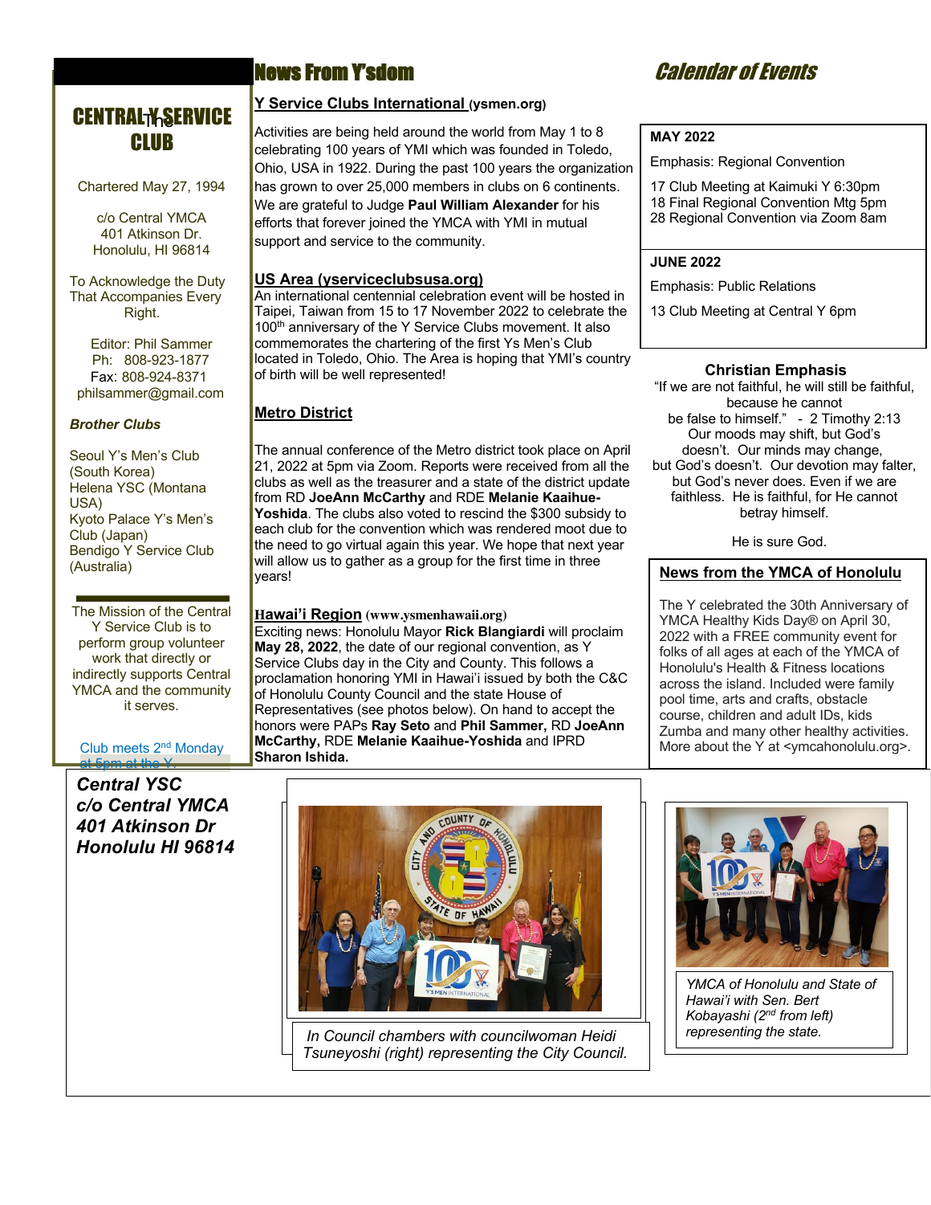## CENTRAL Y SERVICE CLUB

Chartered May 27, 1994

c/o Central YMCA
401 Atkinson Dr.
Honolulu, HI 96814

To Acknowledge the Duty That Accompanies Every Right.

Editor: Phil Sammer
Ph: 808-923-1877
Fax: 808-924-8371
philsammer@gmail.com

***Brother Clubs***

Seoul Y's Men's Club (South Korea)
Helena YSC (Montana USA)
Kyoto Palace Y's Men's Club (Japan)
Bendigo Y Service Club (Australia)

The Mission of the Central Y Service Club is to perform group volunteer work that directly or indirectly supports Central YMCA and the community it serves.

Club meets 2nd Monday at 5pm at the Y.

***Central YSC***
***c/o Central YMCA***
***401 Atkinson Dr***
***Honolulu HI 96814***

# News From Y'sdom

**Y Service Clubs International (ysmen.org)**

Activities are being held around the world from May 1 to 8 celebrating 100 years of YMI which was founded in Toledo, Ohio, USA in 1922. During the past 100 years the organization has grown to over 25,000 members in clubs on 6 continents. We are grateful to Judge **Paul William Alexander** for his efforts that forever joined the YMCA with YMI in mutual support and service to the community.

**US Area (yserviceclubsusa.org)**

An international centennial celebration event will be hosted in Taipei, Taiwan from 15 to 17 November 2022 to celebrate the 100th anniversary of the Y Service Clubs movement. It also commemorates the chartering of the first Ys Men's Club located in Toledo, Ohio. The Area is hoping that YMI's country of birth will be well represented!

**Metro District**

The annual conference of the Metro district took place on April 21, 2022 at 5pm via Zoom. Reports were received from all the clubs as well as the treasurer and a state of the district update from RD **JoeAnn McCarthy** and RDE **Melanie Kaaihue-Yoshida**. The clubs also voted to rescind the $300 subsidy to each club for the convention which was rendered moot due to the need to go virtual again this year. We hope that next year will allow us to gather as a group for the first time in three years!

**Hawai'i Region (www.ysmenhawaii.org)**

Exciting news: Honolulu Mayor **Rick Blangiardi** will proclaim **May 28, 2022**, the date of our regional convention, as Y Service Clubs day in the City and County. This follows a proclamation honoring YMI in Hawai'i issued by both the C&C of Honolulu County Council and the state House of Representatives (see photos below). On hand to accept the honors were PAPs **Ray Seto** and **Phil Sammer,** RD **JoeAnn McCarthy,** RDE **Melanie Kaaihue-Yoshida** and IPRD **Sharon Ishida.**

*In Council chambers with councilwoman Heidi Tsuneyoshi (right) representing the City Council.*

*YMCA of Honolulu and State of Hawai'i with Sen. Bert Kobayashi (2nd from left) representing the state.*

# Calendar of Events

**MAY 2022**

Emphasis: Regional Convention

17 Club Meeting at Kaimuki Y 6:30pm
18 Final Regional Convention Mtg 5pm
28 Regional Convention via Zoom 8am

**JUNE 2022**

Emphasis: Public Relations

13 Club Meeting at Central Y 6pm

**Christian Emphasis**

"If we are not faithful, he will still be faithful, because he cannot be false to himself." - 2 Timothy 2:13
Our moods may shift, but God's doesn't. Our minds may change, but God's doesn't. Our devotion may falter, but God's never does. Even if we are faithless. He is faithful, for He cannot betray himself.

He is sure God.

**News from the YMCA of Honolulu**

The Y celebrated the 30th Anniversary of YMCA Healthy Kids Day® on April 30, 2022 with a FREE community event for folks of all ages at each of the YMCA of Honolulu's Health & Fitness locations across the island. Included were family pool time, arts and crafts, obstacle course, children and adult IDs, kids Zumba and many other healthy activities. More about the Y at <ymcahonolulu.org>.